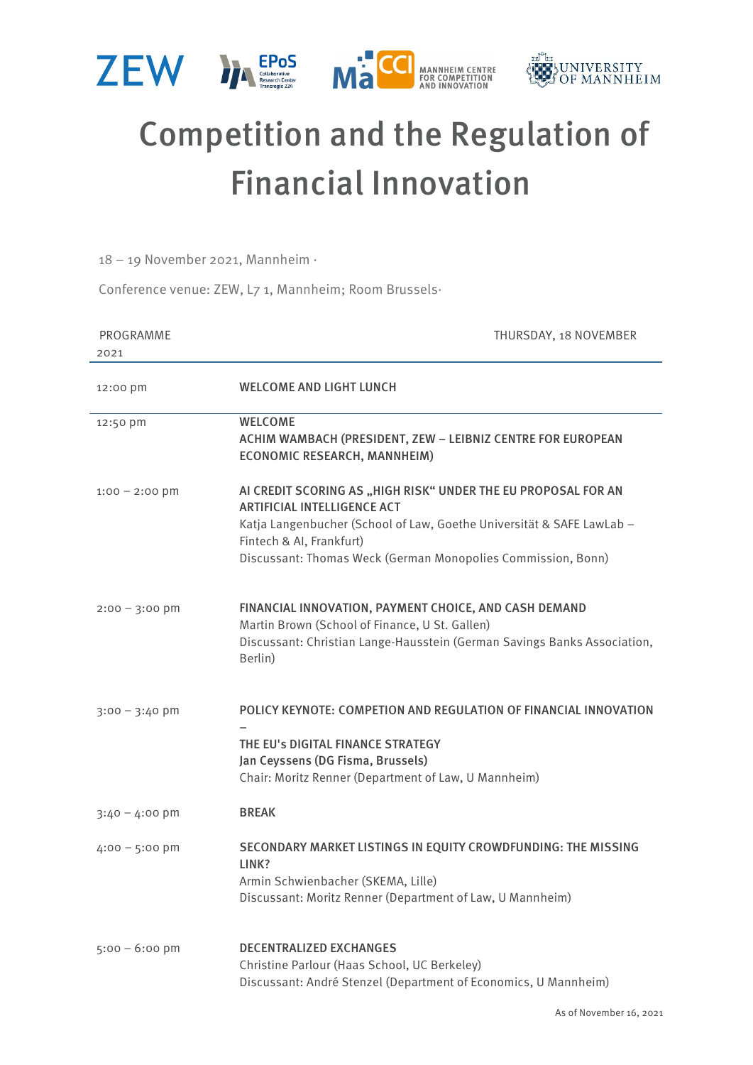ZEW · EPoS Collaborative Research Center Transregio 224 · MaCCI Mannheim Centre for Competition and Innovation · University of Mannheim

# Competition and the Regulation of Financial Innovation

18 – 19 November 2021, Mannheim ·

Conference venue: ZEW, L7 1, Mannheim; Room Brussels·

| PROGRAMME 2021 | THURSDAY, 18 NOVEMBER |
|---|---|
| 12:00 pm | **WELCOME AND LIGHT LUNCH** |
| 12:50 pm | **WELCOME**<br>**ACHIM WAMBACH (PRESIDENT, ZEW – LEIBNIZ CENTRE FOR EUROPEAN ECONOMIC RESEARCH, MANNHEIM)** |
| 1:00 – 2:00 pm | **AI CREDIT SCORING AS „HIGH RISK" UNDER THE EU PROPOSAL FOR AN ARTIFICIAL INTELLIGENCE ACT**<br>Katja Langenbucher (School of Law, Goethe Universität & SAFE LawLab – Fintech & AI, Frankfurt)<br>Discussant: Thomas Weck (German Monopolies Commission, Bonn) |
| 2:00 – 3:00 pm | **FINANCIAL INNOVATION, PAYMENT CHOICE, AND CASH DEMAND**<br>Martin Brown (School of Finance, U St. Gallen)<br>Discussant: Christian Lange-Hausstein (German Savings Banks Association, Berlin) |
| 3:00 – 3:40 pm | **POLICY KEYNOTE: COMPETION AND REGULATION OF FINANCIAL INNOVATION –**<br>**THE EU's DIGITAL FINANCE STRATEGY**<br>**Jan Ceyssens (DG Fisma, Brussels)**<br>Chair: Moritz Renner (Department of Law, U Mannheim) |
| 3:40 – 4:00 pm | **BREAK** |
| 4:00 – 5:00 pm | **SECONDARY MARKET LISTINGS IN EQUITY CROWDFUNDING: THE MISSING LINK?**<br>Armin Schwienbacher (SKEMA, Lille)<br>Discussant: Moritz Renner (Department of Law, U Mannheim) |
| 5:00 – 6:00 pm | **DECENTRALIZED EXCHANGES**<br>Christine Parlour (Haas School, UC Berkeley)<br>Discussant: André Stenzel (Department of Economics, U Mannheim) |

As of November 16, 2021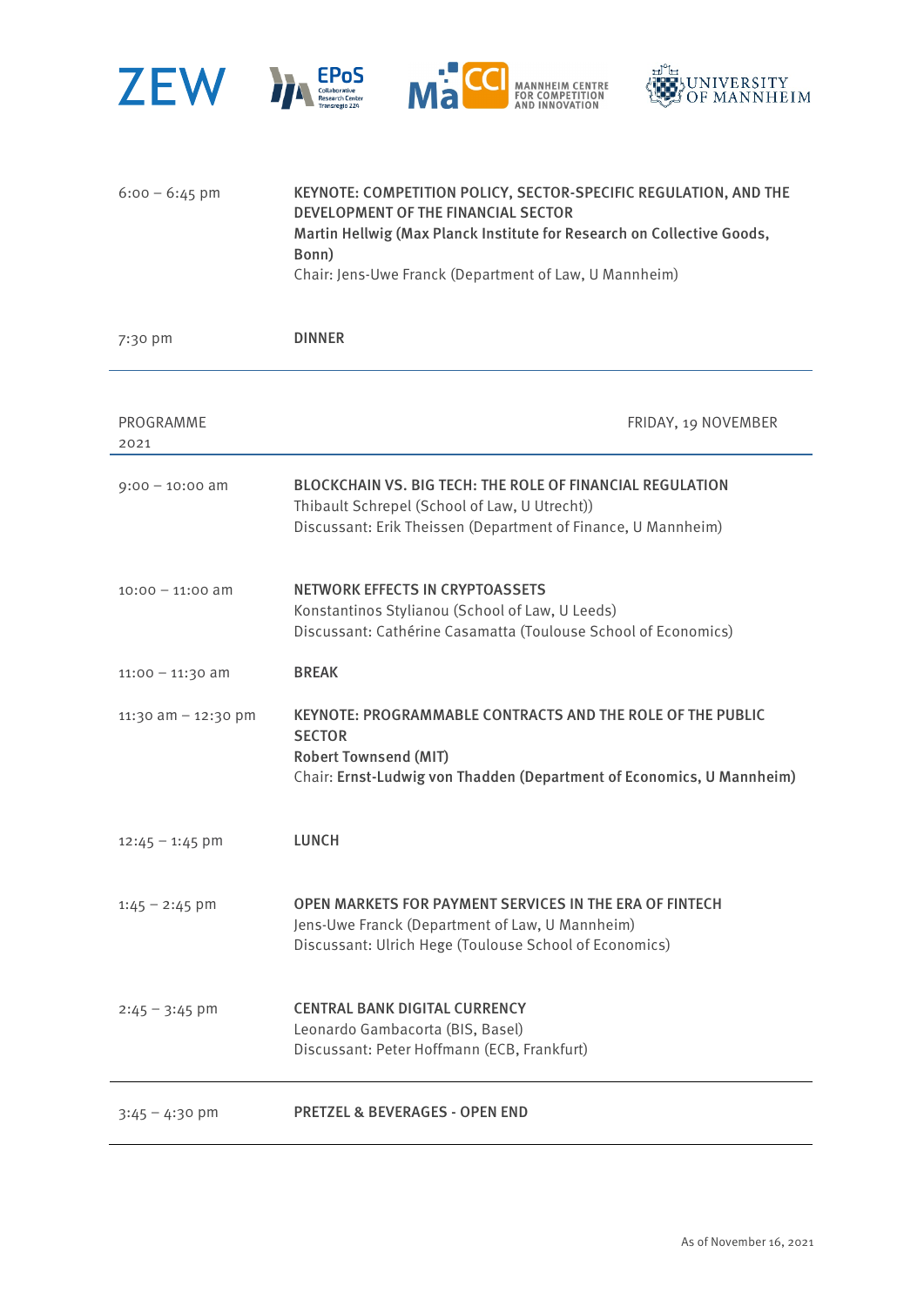6:00 – 6:45 pm

**KEYNOTE: COMPETITION POLICY, SECTOR-SPECIFIC REGULATION, AND THE DEVELOPMENT OF THE FINANCIAL SECTOR**
**Martin Hellwig (Max Planck Institute for Research on Collective Goods, Bonn)**
Chair: Jens-Uwe Franck (Department of Law, U Mannheim)

7:30 pm

**DINNER**

---

PROGRAMME 2021 — FRIDAY, 19 NOVEMBER

---

9:00 – 10:00 am

**BLOCKCHAIN VS. BIG TECH: THE ROLE OF FINANCIAL REGULATION**
Thibault Schrepel (School of Law, U Utrecht))
Discussant: Erik Theissen (Department of Finance, U Mannheim)

10:00 – 11:00 am

**NETWORK EFFECTS IN CRYPTOASSETS**
Konstantinos Stylianou (School of Law, U Leeds)
Discussant: Cathérine Casamatta (Toulouse School of Economics)

11:00 – 11:30 am

**BREAK**

11:30 am – 12:30 pm

**KEYNOTE: PROGRAMMABLE CONTRACTS AND THE ROLE OF THE PUBLIC SECTOR**
**Robert Townsend (MIT)**
Chair: **Ernst-Ludwig von Thadden (Department of Economics, U Mannheim)**

12:45 – 1:45 pm

**LUNCH**

1:45 – 2:45 pm

**OPEN MARKETS FOR PAYMENT SERVICES IN THE ERA OF FINTECH**
Jens-Uwe Franck (Department of Law, U Mannheim)
Discussant: Ulrich Hege (Toulouse School of Economics)

2:45 – 3:45 pm

**CENTRAL BANK DIGITAL CURRENCY**
Leonardo Gambacorta (BIS, Basel)
Discussant: Peter Hoffmann (ECB, Frankfurt)

---

3:45 – 4:30 pm

**PRETZEL & BEVERAGES - OPEN END**

---

As of November 16, 2021